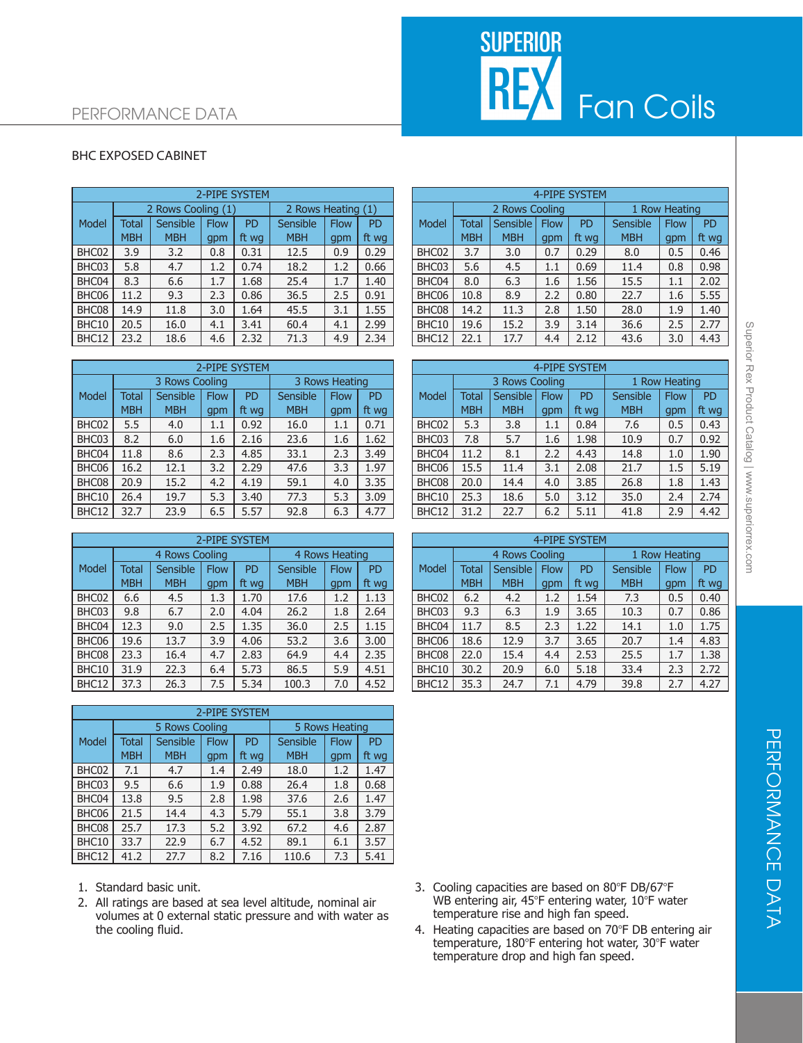# PERFORMANCE DATA

## Superior Rex Fan Coils

### BHC EXPOSED CABINET

| 2-PIPE SYSTEM | | | | | | | |
|---|---|---|---|---|---|---|---|
| Model | 2 Rows Cooling (1) | | | | 2 Rows Heating (1) | | |
| | Total MBH | Sensible MBH | Flow gpm | PD ft wg | Sensible MBH | Flow gpm | PD ft wg |
| BHC02 | 3.9 | 3.2 | 0.8 | 0.31 | 12.5 | 0.9 | 0.29 |
| BHC03 | 5.8 | 4.7 | 1.2 | 0.74 | 18.2 | 1.2 | 0.66 |
| BHC04 | 8.3 | 6.6 | 1.7 | 1.68 | 25.4 | 1.7 | 1.40 |
| BHC06 | 11.2 | 9.3 | 2.3 | 0.86 | 36.5 | 2.5 | 0.91 |
| BHC08 | 14.9 | 11.8 | 3.0 | 1.64 | 45.5 | 3.1 | 1.55 |
| BHC10 | 20.5 | 16.0 | 4.1 | 3.41 | 60.4 | 4.1 | 2.99 |
| BHC12 | 23.2 | 18.6 | 4.6 | 2.32 | 71.3 | 4.9 | 2.34 |

| 4-PIPE SYSTEM | | | | | | | |
|---|---|---|---|---|---|---|---|
| Model | 2 Rows Cooling | | | | 1 Row Heating | | |
| | Total MBH | Sensible MBH | Flow gpm | PD ft wg | Sensible MBH | Flow gpm | PD ft wg |
| BHC02 | 3.7 | 3.0 | 0.7 | 0.29 | 8.0 | 0.5 | 0.46 |
| BHC03 | 5.6 | 4.5 | 1.1 | 0.69 | 11.4 | 0.8 | 0.98 |
| BHC04 | 8.0 | 6.3 | 1.6 | 1.56 | 15.5 | 1.1 | 2.02 |
| BHC06 | 10.8 | 8.9 | 2.2 | 0.80 | 22.7 | 1.6 | 5.55 |
| BHC08 | 14.2 | 11.3 | 2.8 | 1.50 | 28.0 | 1.9 | 1.40 |
| BHC10 | 19.6 | 15.2 | 3.9 | 3.14 | 36.6 | 2.5 | 2.77 |
| BHC12 | 22.1 | 17.7 | 4.4 | 2.12 | 43.6 | 3.0 | 4.43 |

| 2-PIPE SYSTEM | | | | | | | |
|---|---|---|---|---|---|---|---|
| Model | 3 Rows Cooling | | | | 3 Rows Heating | | |
| | Total MBH | Sensible MBH | Flow gpm | PD ft wg | Sensible MBH | Flow gpm | PD ft wg |
| BHC02 | 5.5 | 4.0 | 1.1 | 0.92 | 16.0 | 1.1 | 0.71 |
| BHC03 | 8.2 | 6.0 | 1.6 | 2.16 | 23.6 | 1.6 | 1.62 |
| BHC04 | 11.8 | 8.6 | 2.3 | 4.85 | 33.1 | 2.3 | 3.49 |
| BHC06 | 16.2 | 12.1 | 3.2 | 2.29 | 47.6 | 3.3 | 1.97 |
| BHC08 | 20.9 | 15.2 | 4.2 | 4.19 | 59.1 | 4.0 | 3.35 |
| BHC10 | 26.4 | 19.7 | 5.3 | 3.40 | 77.3 | 5.3 | 3.09 |
| BHC12 | 32.7 | 23.9 | 6.5 | 5.57 | 92.8 | 6.3 | 4.77 |

| 4-PIPE SYSTEM | | | | | | | |
|---|---|---|---|---|---|---|---|
| Model | 3 Rows Cooling | | | | 1 Row Heating | | |
| | Total MBH | Sensible MBH | Flow gpm | PD ft wg | Sensible MBH | Flow gpm | PD ft wg |
| BHC02 | 5.3 | 3.8 | 1.1 | 0.84 | 7.6 | 0.5 | 0.43 |
| BHC03 | 7.8 | 5.7 | 1.6 | 1.98 | 10.9 | 0.7 | 0.92 |
| BHC04 | 11.2 | 8.1 | 2.2 | 4.43 | 14.8 | 1.0 | 1.90 |
| BHC06 | 15.5 | 11.4 | 3.1 | 2.08 | 21.7 | 1.5 | 5.19 |
| BHC08 | 20.0 | 14.4 | 4.0 | 3.85 | 26.8 | 1.8 | 1.43 |
| BHC10 | 25.3 | 18.6 | 5.0 | 3.12 | 35.0 | 2.4 | 2.74 |
| BHC12 | 31.2 | 22.7 | 6.2 | 5.11 | 41.8 | 2.9 | 4.42 |

| 2-PIPE SYSTEM | | | | | | | |
|---|---|---|---|---|---|---|---|
| Model | 4 Rows Cooling | | | | 4 Rows Heating | | |
| | Total MBH | Sensible MBH | Flow gpm | PD ft wg | Sensible MBH | Flow gpm | PD ft wg |
| BHC02 | 6.6 | 4.5 | 1.3 | 1.70 | 17.6 | 1.2 | 1.13 |
| BHC03 | 9.8 | 6.7 | 2.0 | 4.04 | 26.2 | 1.8 | 2.64 |
| BHC04 | 12.3 | 9.0 | 2.5 | 1.35 | 36.0 | 2.5 | 1.15 |
| BHC06 | 19.6 | 13.7 | 3.9 | 4.06 | 53.2 | 3.6 | 3.00 |
| BHC08 | 23.3 | 16.4 | 4.7 | 2.83 | 64.9 | 4.4 | 2.35 |
| BHC10 | 31.9 | 22.3 | 6.4 | 5.73 | 86.5 | 5.9 | 4.51 |
| BHC12 | 37.3 | 26.3 | 7.5 | 5.34 | 100.3 | 7.0 | 4.52 |

| 4-PIPE SYSTEM | | | | | | | |
|---|---|---|---|---|---|---|---|
| Model | 4 Rows Cooling | | | | 1 Row Heating | | |
| | Total MBH | Sensible MBH | Flow gpm | PD ft wg | Sensible MBH | Flow gpm | PD ft wg |
| BHC02 | 6.2 | 4.2 | 1.2 | 1.54 | 7.3 | 0.5 | 0.40 |
| BHC03 | 9.3 | 6.3 | 1.9 | 3.65 | 10.3 | 0.7 | 0.86 |
| BHC04 | 11.7 | 8.5 | 2.3 | 1.22 | 14.1 | 1.0 | 1.75 |
| BHC06 | 18.6 | 12.9 | 3.7 | 3.65 | 20.7 | 1.4 | 4.83 |
| BHC08 | 22.0 | 15.4 | 4.4 | 2.53 | 25.5 | 1.7 | 1.38 |
| BHC10 | 30.2 | 20.9 | 6.0 | 5.18 | 33.4 | 2.3 | 2.72 |
| BHC12 | 35.3 | 24.7 | 7.1 | 4.79 | 39.8 | 2.7 | 4.27 |

| 2-PIPE SYSTEM | | | | | | | |
|---|---|---|---|---|---|---|---|
| Model | 5 Rows Cooling | | | | 5 Rows Heating | | |
| | Total MBH | Sensible MBH | Flow gpm | PD ft wg | Sensible MBH | Flow gpm | PD ft wg |
| BHC02 | 7.1 | 4.7 | 1.4 | 2.49 | 18.0 | 1.2 | 1.47 |
| BHC03 | 9.5 | 6.6 | 1.9 | 0.88 | 26.4 | 1.8 | 0.68 |
| BHC04 | 13.8 | 9.5 | 2.8 | 1.98 | 37.6 | 2.6 | 1.47 |
| BHC06 | 21.5 | 14.4 | 4.3 | 5.79 | 55.1 | 3.8 | 3.79 |
| BHC08 | 25.7 | 17.3 | 5.2 | 3.92 | 67.2 | 4.6 | 2.87 |
| BHC10 | 33.7 | 22.9 | 6.7 | 4.52 | 89.1 | 6.1 | 3.57 |
| BHC12 | 41.2 | 27.7 | 8.2 | 7.16 | 110.6 | 7.3 | 5.41 |

1. Standard basic unit.
2. All ratings are based at sea level altitude, nominal air volumes at 0 external static pressure and with water as the cooling fluid.
3. Cooling capacities are based on 80°F DB/67°F WB entering air, 45°F entering water, 10°F water temperature rise and high fan speed.
4. Heating capacities are based on 70°F DB entering air temperature, 180°F entering hot water, 30°F water temperature drop and high fan speed.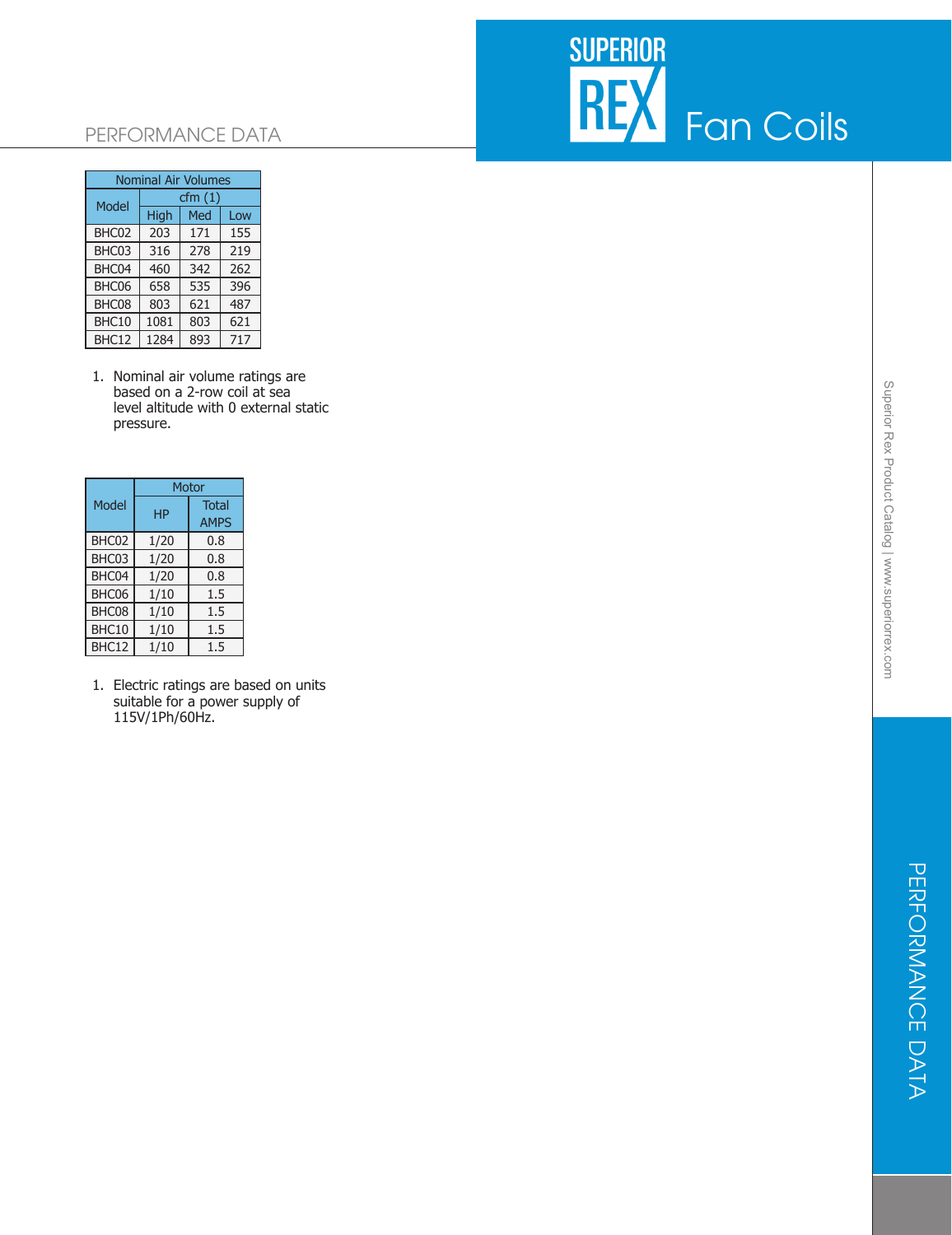# PERFORMANCE DATA

| Nominal Air Volumes | | | |
|---|---|---|---|
| Model | cfm (1) | | |
| | High | Med | Low |
| BHC02 | 203 | 171 | 155 |
| BHC03 | 316 | 278 | 219 |
| BHC04 | 460 | 342 | 262 |
| BHC06 | 658 | 535 | 396 |
| BHC08 | 803 | 621 | 487 |
| BHC10 | 1081 | 803 | 621 |
| BHC12 | 1284 | 893 | 717 |

1. Nominal air volume ratings are based on a 2-row coil at sea level altitude with 0 external static pressure.

| Model | Motor | |
|---|---|---|
| | HP | Total AMPS |
| BHC02 | 1/20 | 0.8 |
| BHC03 | 1/20 | 0.8 |
| BHC04 | 1/20 | 0.8 |
| BHC06 | 1/10 | 1.5 |
| BHC08 | 1/10 | 1.5 |
| BHC10 | 1/10 | 1.5 |
| BHC12 | 1/10 | 1.5 |

1. Electric ratings are based on units suitable for a power supply of 115V/1Ph/60Hz.